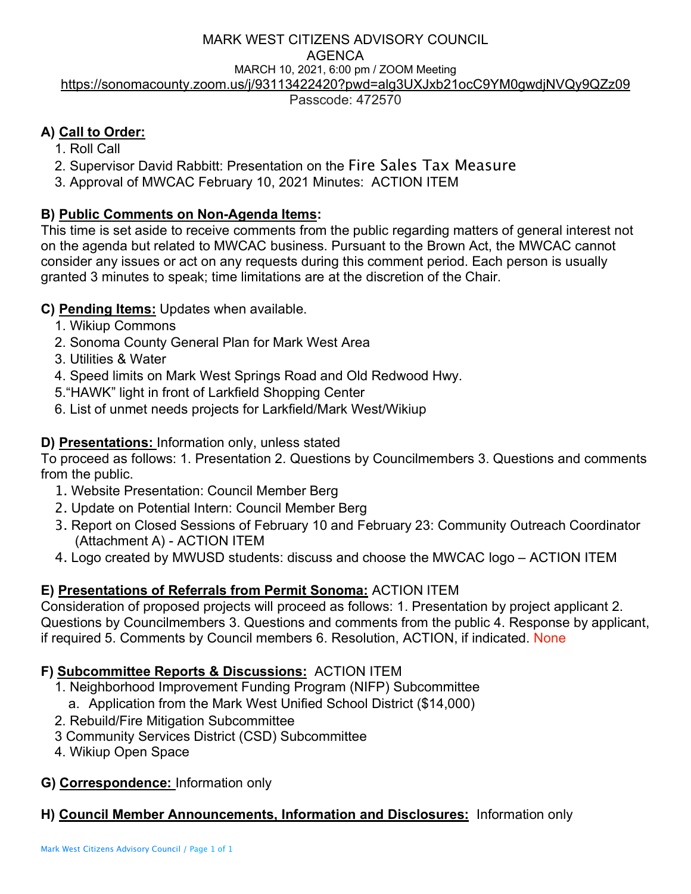MARK WEST CITIZENS ADVISORY COUNCIL
AGENCA
MARCH 10, 2021, 6:00 pm / ZOOM Meeting
https://sonomacounty.zoom.us/j/93113422420?pwd=alg3UXJxb21ocC9YM0gwdjNVQy9QZz09
Passcode: 472570

**A) Call to Order:**

1. Roll Call
2. Supervisor David Rabbitt: Presentation on the Fire Sales Tax Measure
3. Approval of MWCAC February 10, 2021 Minutes: ACTION ITEM

**B) Public Comments on Non-Agenda Items:**
This time is set aside to receive comments from the public regarding matters of general interest not on the agenda but related to MWCAC business. Pursuant to the Brown Act, the MWCAC cannot consider any issues or act on any requests during this comment period. Each person is usually granted 3 minutes to speak; time limitations are at the discretion of the Chair.

**C) Pending Items:** Updates when available.

1. Wikiup Commons
2. Sonoma County General Plan for Mark West Area
3. Utilities & Water
4. Speed limits on Mark West Springs Road and Old Redwood Hwy.
5. "HAWK" light in front of Larkfield Shopping Center
6. List of unmet needs projects for Larkfield/Mark West/Wikiup

**D) Presentations:** Information only, unless stated
To proceed as follows: 1. Presentation 2. Questions by Councilmembers 3. Questions and comments from the public.

1. Website Presentation: Council Member Berg
2. Update on Potential Intern: Council Member Berg
3. Report on Closed Sessions of February 10 and February 23: Community Outreach Coordinator (Attachment A) - ACTION ITEM
4. Logo created by MWUSD students: discuss and choose the MWCAC logo – ACTION ITEM

**E) Presentations of Referrals from Permit Sonoma:** ACTION ITEM
Consideration of proposed projects will proceed as follows: 1. Presentation by project applicant 2. Questions by Councilmembers 3. Questions and comments from the public 4. Response by applicant, if required 5. Comments by Council members 6. Resolution, ACTION, if indicated. None

**F) Subcommittee Reports & Discussions:** ACTION ITEM

1. Neighborhood Improvement Funding Program (NIFP) Subcommittee
   a. Application from the Mark West Unified School District ($14,000)
2. Rebuild/Fire Mitigation Subcommittee
3. Community Services District (CSD) Subcommittee
4. Wikiup Open Space

**G) Correspondence:** Information only

**H) Council Member Announcements, Information and Disclosures:** Information only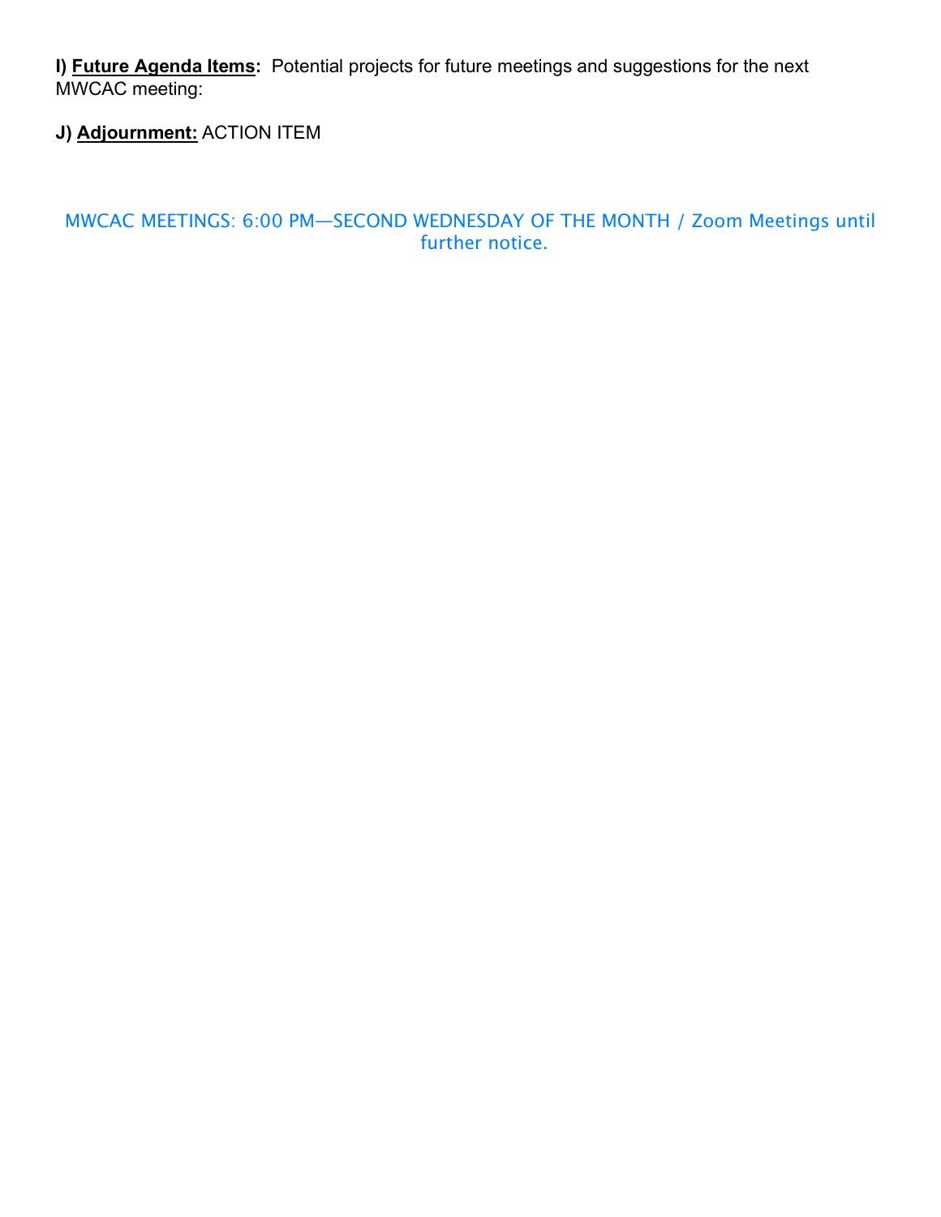**I) Future Agenda Items:** Potential projects for future meetings and suggestions for the next MWCAC meeting:

**J) Adjournment:** ACTION ITEM

MWCAC MEETINGS: 6:00 PM—SECOND WEDNESDAY OF THE MONTH / Zoom Meetings until further notice.